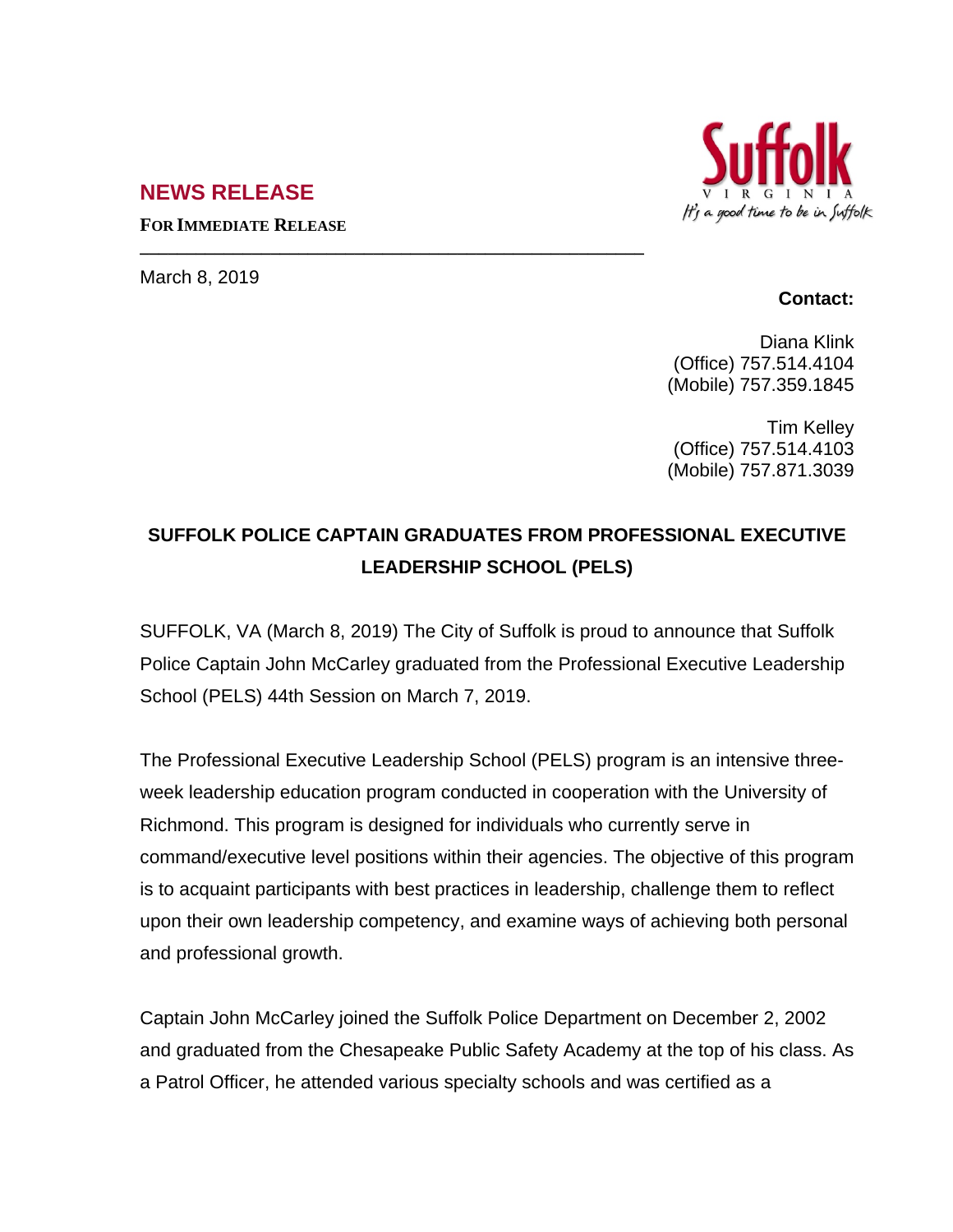## NEWS RELEASE

**FOR IMMEDIATE RELEASE**

March 8, 2019

**Contact:**

Diana Klink
(Office) 757.514.4104
(Mobile) 757.359.1845

Tim Kelley
(Office) 757.514.4103
(Mobile) 757.871.3039

# SUFFOLK POLICE CAPTAIN GRADUATES FROM PROFESSIONAL EXECUTIVE LEADERSHIP SCHOOL (PELS)

SUFFOLK, VA (March 8, 2019) The City of Suffolk is proud to announce that Suffolk Police Captain John McCarley graduated from the Professional Executive Leadership School (PELS) 44th Session on March 7, 2019.

The Professional Executive Leadership School (PELS) program is an intensive three-week leadership education program conducted in cooperation with the University of Richmond. This program is designed for individuals who currently serve in command/executive level positions within their agencies. The objective of this program is to acquaint participants with best practices in leadership, challenge them to reflect upon their own leadership competency, and examine ways of achieving both personal and professional growth.

Captain John McCarley joined the Suffolk Police Department on December 2, 2002 and graduated from the Chesapeake Public Safety Academy at the top of his class. As a Patrol Officer, he attended various specialty schools and was certified as a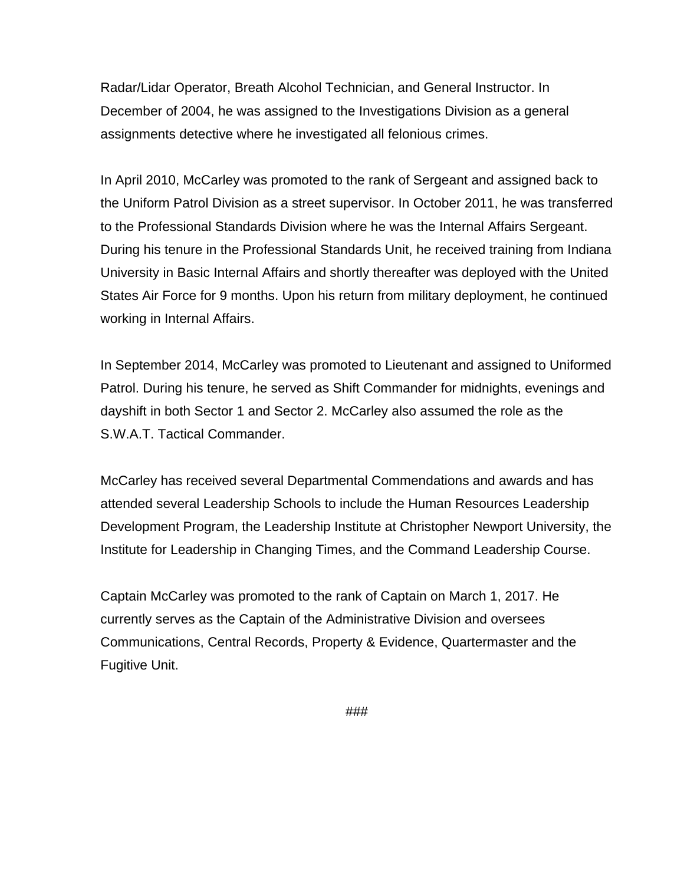Radar/Lidar Operator, Breath Alcohol Technician, and General Instructor. In December of 2004, he was assigned to the Investigations Division as a general assignments detective where he investigated all felonious crimes.

In April 2010, McCarley was promoted to the rank of Sergeant and assigned back to the Uniform Patrol Division as a street supervisor. In October 2011, he was transferred to the Professional Standards Division where he was the Internal Affairs Sergeant. During his tenure in the Professional Standards Unit, he received training from Indiana University in Basic Internal Affairs and shortly thereafter was deployed with the United States Air Force for 9 months. Upon his return from military deployment, he continued working in Internal Affairs.

In September 2014, McCarley was promoted to Lieutenant and assigned to Uniformed Patrol. During his tenure, he served as Shift Commander for midnights, evenings and dayshift in both Sector 1 and Sector 2. McCarley also assumed the role as the S.W.A.T. Tactical Commander.

McCarley has received several Departmental Commendations and awards and has attended several Leadership Schools to include the Human Resources Leadership Development Program, the Leadership Institute at Christopher Newport University, the Institute for Leadership in Changing Times, and the Command Leadership Course.

Captain McCarley was promoted to the rank of Captain on March 1, 2017. He currently serves as the Captain of the Administrative Division and oversees Communications, Central Records, Property & Evidence, Quartermaster and the Fugitive Unit.

###